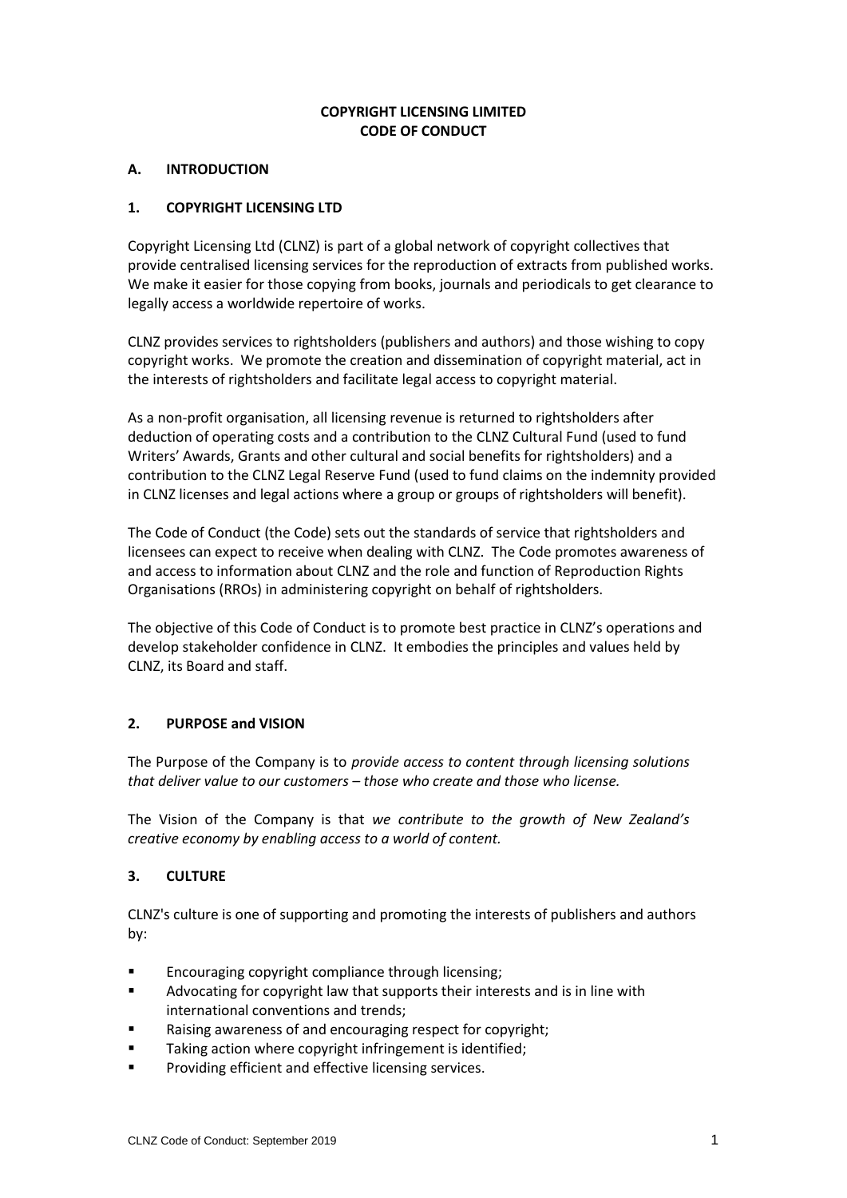# COPYRIGHT LICENSING LIMITED
# CODE OF CONDUCT

## A. INTRODUCTION

### 1. COPYRIGHT LICENSING LTD

Copyright Licensing Ltd (CLNZ) is part of a global network of copyright collectives that provide centralised licensing services for the reproduction of extracts from published works. We make it easier for those copying from books, journals and periodicals to get clearance to legally access a worldwide repertoire of works.

CLNZ provides services to rightsholders (publishers and authors) and those wishing to copy copyright works. We promote the creation and dissemination of copyright material, act in the interests of rightsholders and facilitate legal access to copyright material.

As a non-profit organisation, all licensing revenue is returned to rightsholders after deduction of operating costs and a contribution to the CLNZ Cultural Fund (used to fund Writers' Awards, Grants and other cultural and social benefits for rightsholders) and a contribution to the CLNZ Legal Reserve Fund (used to fund claims on the indemnity provided in CLNZ licenses and legal actions where a group or groups of rightsholders will benefit).

The Code of Conduct (the Code) sets out the standards of service that rightsholders and licensees can expect to receive when dealing with CLNZ. The Code promotes awareness of and access to information about CLNZ and the role and function of Reproduction Rights Organisations (RROs) in administering copyright on behalf of rightsholders.

The objective of this Code of Conduct is to promote best practice in CLNZ's operations and develop stakeholder confidence in CLNZ. It embodies the principles and values held by CLNZ, its Board and staff.

### 2. PURPOSE and VISION

The Purpose of the Company is to *provide access to content through licensing solutions that deliver value to our customers – those who create and those who license.*

The Vision of the Company is that *we contribute to the growth of New Zealand's creative economy by enabling access to a world of content.*

### 3. CULTURE

CLNZ's culture is one of supporting and promoting the interests of publishers and authors by:

- Encouraging copyright compliance through licensing;
- Advocating for copyright law that supports their interests and is in line with international conventions and trends;
- Raising awareness of and encouraging respect for copyright;
- Taking action where copyright infringement is identified;
- Providing efficient and effective licensing services.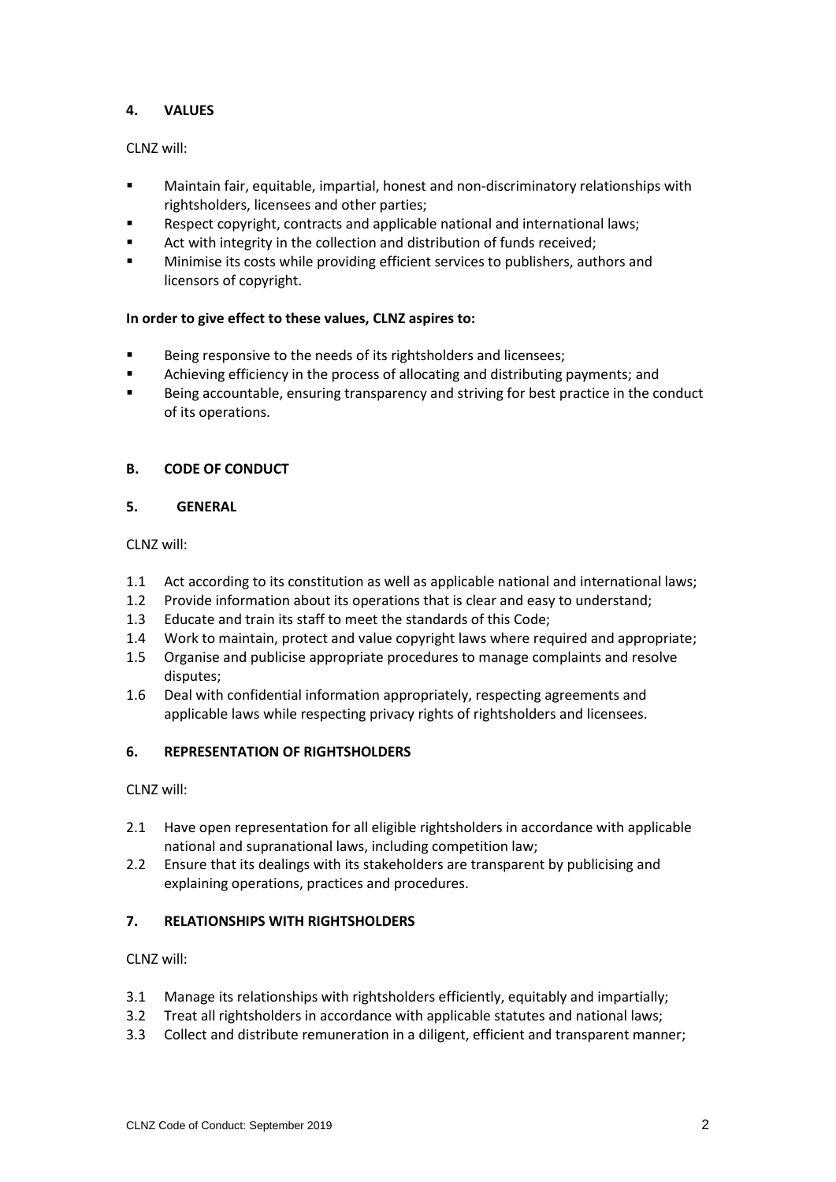## 4. VALUES

CLNZ will:

- Maintain fair, equitable, impartial, honest and non-discriminatory relationships with rightsholders, licensees and other parties;
- Respect copyright, contracts and applicable national and international laws;
- Act with integrity in the collection and distribution of funds received;
- Minimise its costs while providing efficient services to publishers, authors and licensors of copyright.

**In order to give effect to these values, CLNZ aspires to:**

- Being responsive to the needs of its rightsholders and licensees;
- Achieving efficiency in the process of allocating and distributing payments; and
- Being accountable, ensuring transparency and striving for best practice in the conduct of its operations.

## B. CODE OF CONDUCT

### 5. GENERAL

CLNZ will:

1.1 Act according to its constitution as well as applicable national and international laws;
1.2 Provide information about its operations that is clear and easy to understand;
1.3 Educate and train its staff to meet the standards of this Code;
1.4 Work to maintain, protect and value copyright laws where required and appropriate;
1.5 Organise and publicise appropriate procedures to manage complaints and resolve disputes;
1.6 Deal with confidential information appropriately, respecting agreements and applicable laws while respecting privacy rights of rightsholders and licensees.

### 6. REPRESENTATION OF RIGHTSHOLDERS

CLNZ will:

2.1 Have open representation for all eligible rightsholders in accordance with applicable national and supranational laws, including competition law;
2.2 Ensure that its dealings with its stakeholders are transparent by publicising and explaining operations, practices and procedures.

### 7. RELATIONSHIPS WITH RIGHTSHOLDERS

CLNZ will:

3.1 Manage its relationships with rightsholders efficiently, equitably and impartially;
3.2 Treat all rightsholders in accordance with applicable statutes and national laws;
3.3 Collect and distribute remuneration in a diligent, efficient and transparent manner;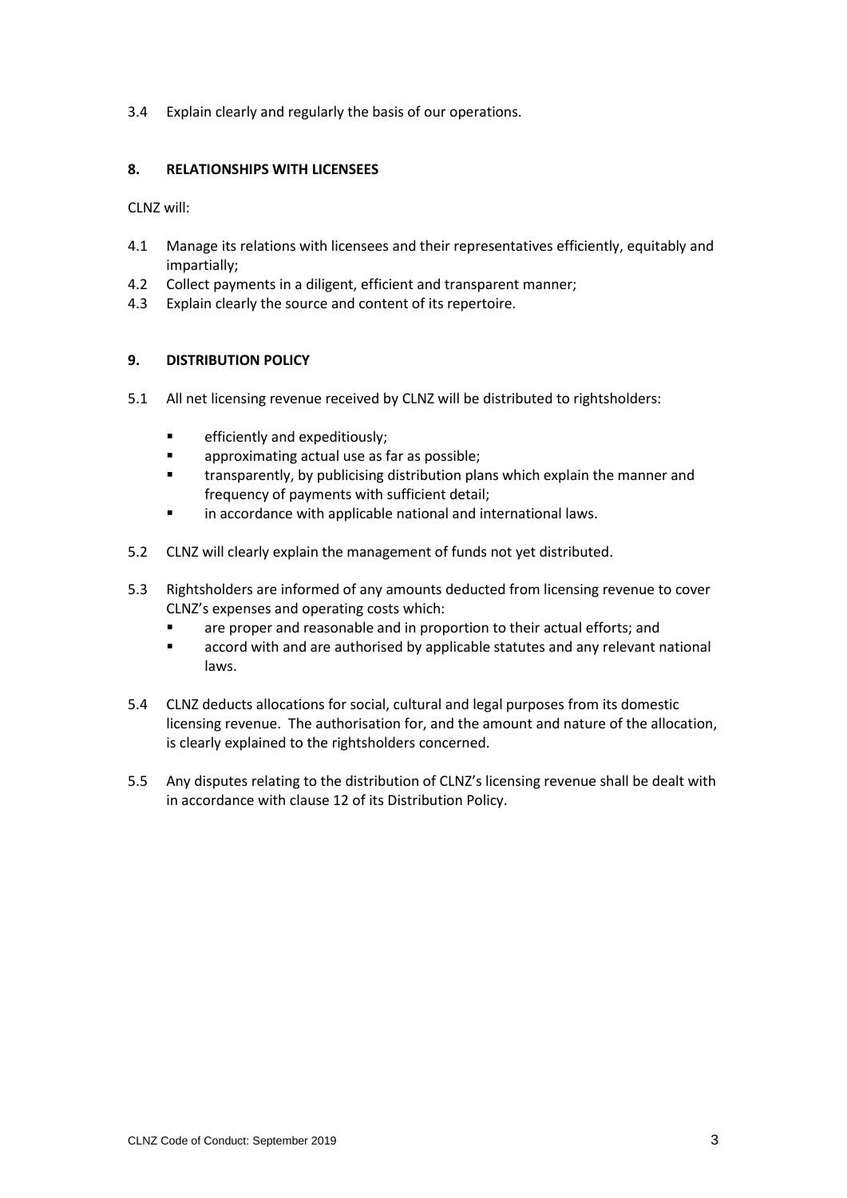3.4 Explain clearly and regularly the basis of our operations.

## 8. RELATIONSHIPS WITH LICENSEES

CLNZ will:

4.1 Manage its relations with licensees and their representatives efficiently, equitably and impartially;
4.2 Collect payments in a diligent, efficient and transparent manner;
4.3 Explain clearly the source and content of its repertoire.

## 9. DISTRIBUTION POLICY

5.1 All net licensing revenue received by CLNZ will be distributed to rightsholders:

- efficiently and expeditiously;
- approximating actual use as far as possible;
- transparently, by publicising distribution plans which explain the manner and frequency of payments with sufficient detail;
- in accordance with applicable national and international laws.

5.2 CLNZ will clearly explain the management of funds not yet distributed.

5.3 Rightsholders are informed of any amounts deducted from licensing revenue to cover CLNZ's expenses and operating costs which:
- are proper and reasonable and in proportion to their actual efforts; and
- accord with and are authorised by applicable statutes and any relevant national laws.

5.4 CLNZ deducts allocations for social, cultural and legal purposes from its domestic licensing revenue. The authorisation for, and the amount and nature of the allocation, is clearly explained to the rightsholders concerned.

5.5 Any disputes relating to the distribution of CLNZ's licensing revenue shall be dealt with in accordance with clause 12 of its Distribution Policy.